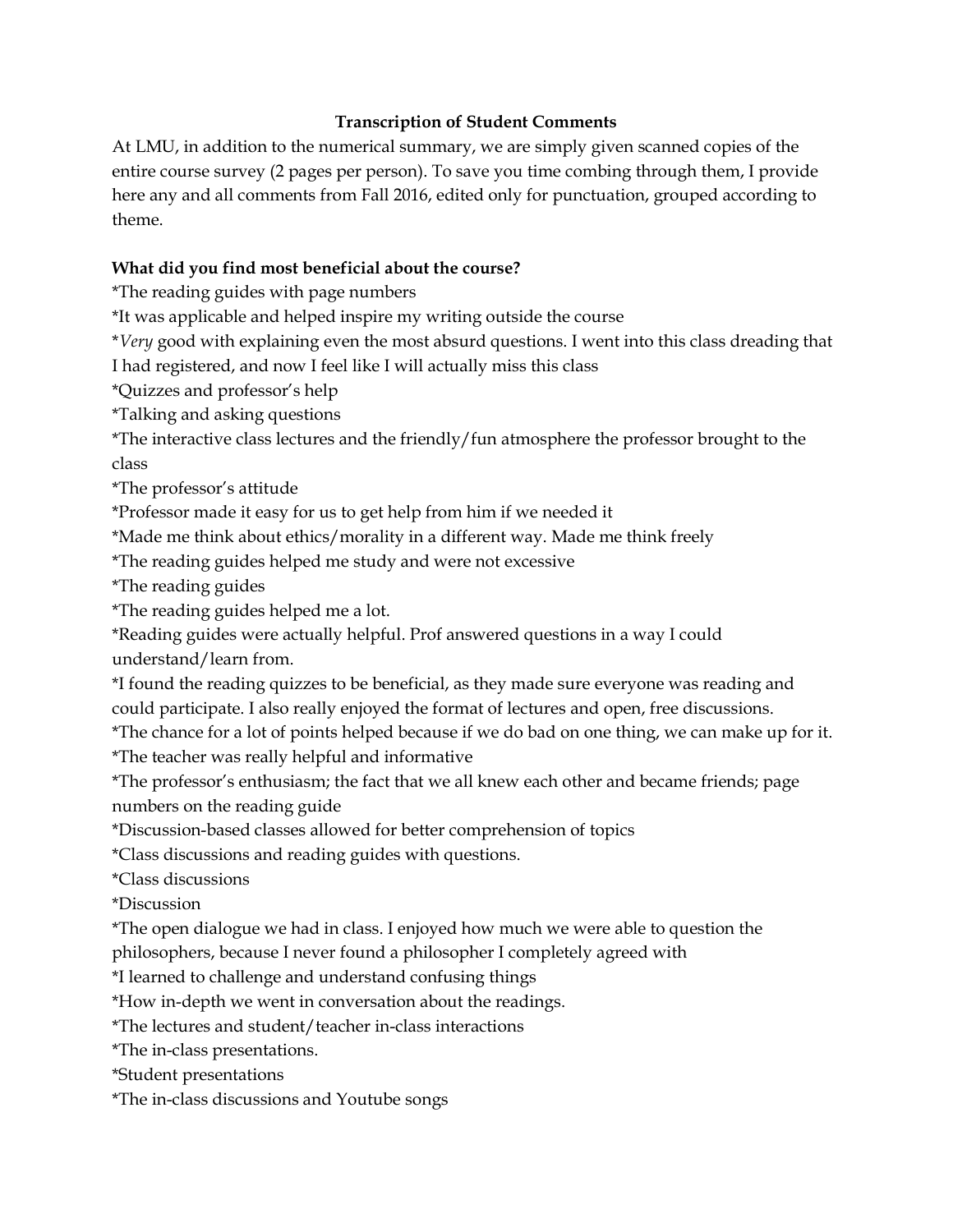**Transcription of Student Comments**

At LMU, in addition to the numerical summary, we are simply given scanned copies of the entire course survey (2 pages per person). To save you time combing through them, I provide here any and all comments from Fall 2016, edited only for punctuation, grouped according to theme.

**What did you find most beneficial about the course?**

*The reading guides with page numbers

*It was applicable and helped inspire my writing outside the course

**Very* good with explaining even the most absurd questions. I went into this class dreading that I had registered, and now I feel like I will actually miss this class

*Quizzes and professor's help

*Talking and asking questions

*The interactive class lectures and the friendly/fun atmosphere the professor brought to the class

*The professor's attitude

*Professor made it easy for us to get help from him if we needed it

*Made me think about ethics/morality in a different way. Made me think freely

*The reading guides helped me study and were not excessive

*The reading guides

*The reading guides helped me a lot.

*Reading guides were actually helpful. Prof answered questions in a way I could understand/learn from.

*I found the reading quizzes to be beneficial, as they made sure everyone was reading and could participate. I also really enjoyed the format of lectures and open, free discussions.

*The chance for a lot of points helped because if we do bad on one thing, we can make up for it.

*The teacher was really helpful and informative

*The professor's enthusiasm; the fact that we all knew each other and became friends; page numbers on the reading guide

*Discussion-based classes allowed for better comprehension of topics

*Class discussions and reading guides with questions.

*Class discussions

*Discussion

*The open dialogue we had in class. I enjoyed how much we were able to question the philosophers, because I never found a philosopher I completely agreed with

*I learned to challenge and understand confusing things

*How in-depth we went in conversation about the readings.

*The lectures and student/teacher in-class interactions

*The in-class presentations.

*Student presentations

*The in-class discussions and Youtube songs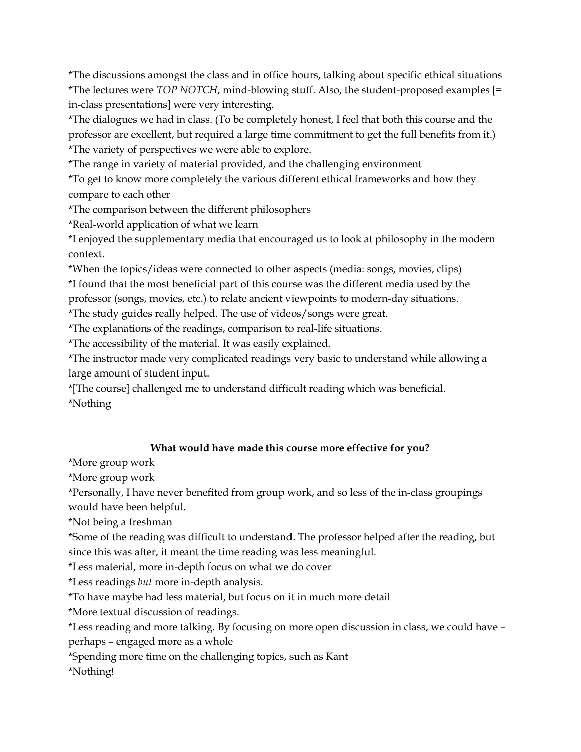*The discussions amongst the class and in office hours, talking about specific ethical situations
*The lectures were *TOP NOTCH*, mind-blowing stuff. Also, the student-proposed examples [= in-class presentations] were very interesting.
*The dialogues we had in class. (To be completely honest, I feel that both this course and the professor are excellent, but required a large time commitment to get the full benefits from it.)
*The variety of perspectives we were able to explore.
*The range in variety of material provided, and the challenging environment
*To get to know more completely the various different ethical frameworks and how they compare to each other
*The comparison between the different philosophers
*Real-world application of what we learn
*I enjoyed the supplementary media that encouraged us to look at philosophy in the modern context.
*When the topics/ideas were connected to other aspects (media: songs, movies, clips)
*I found that the most beneficial part of this course was the different media used by the professor (songs, movies, etc.) to relate ancient viewpoints to modern-day situations.
*The study guides really helped. The use of videos/songs were great.
*The explanations of the readings, comparison to real-life situations.
*The accessibility of the material. It was easily explained.
*The instructor made very complicated readings very basic to understand while allowing a large amount of student input.
*[The course] challenged me to understand difficult reading which was beneficial.
*Nothing

**What would have made this course more effective for you?**

*More group work
*More group work
*Personally, I have never benefited from group work, and so less of the in-class groupings would have been helpful.
*Not being a freshman
*Some of the reading was difficult to understand. The professor helped after the reading, but since this was after, it meant the time reading was less meaningful.
*Less material, more in-depth focus on what we do cover
*Less readings *but* more in-depth analysis.
*To have maybe had less material, but focus on it in much more detail
*More textual discussion of readings.
*Less reading and more talking. By focusing on more open discussion in class, we could have – perhaps – engaged more as a whole
*Spending more time on the challenging topics, such as Kant
*Nothing!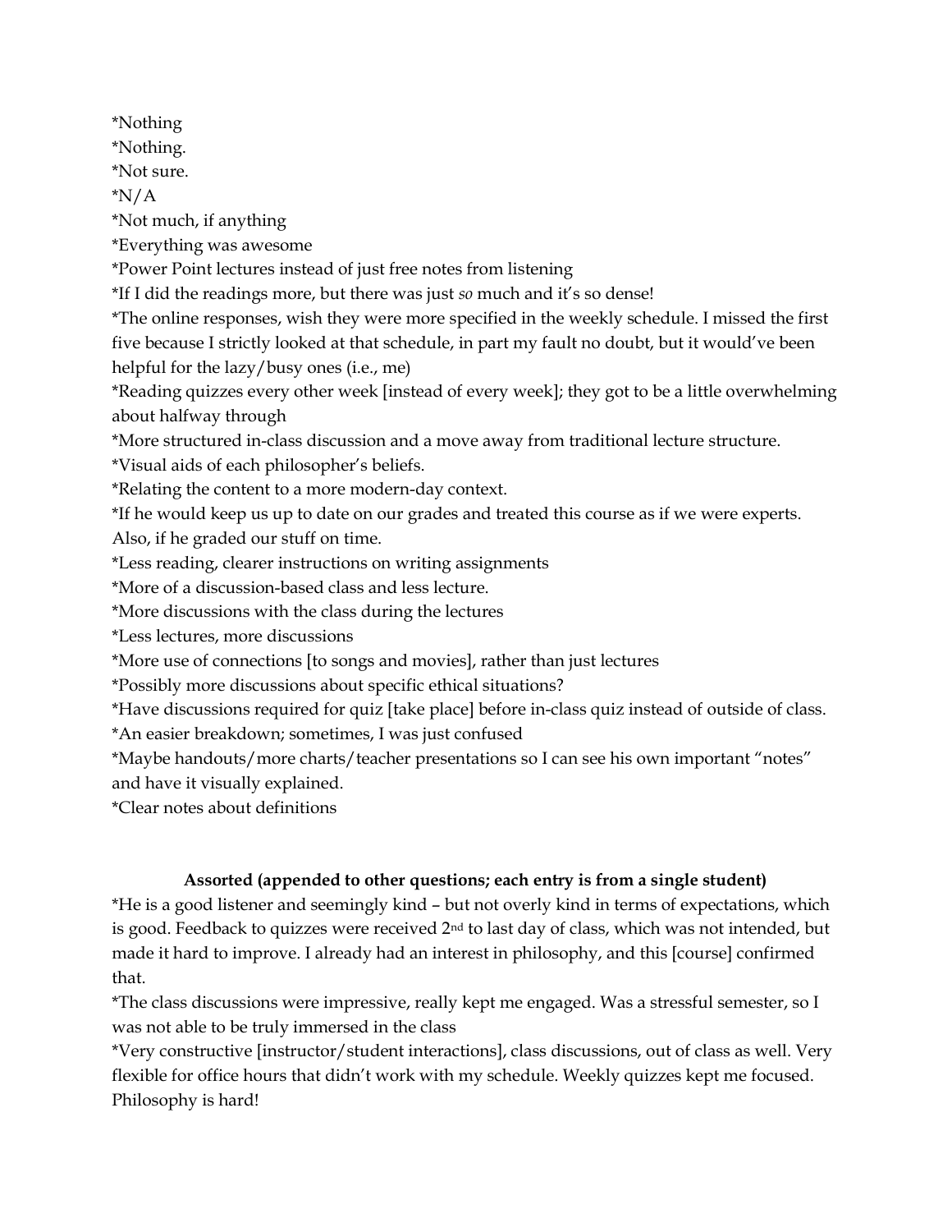*Nothing
*Nothing.
*Not sure.
*N/A
*Not much, if anything
*Everything was awesome
*Power Point lectures instead of just free notes from listening
*If I did the readings more, but there was just *so* much and it's so dense!
*The online responses, wish they were more specified in the weekly schedule. I missed the first five because I strictly looked at that schedule, in part my fault no doubt, but it would've been helpful for the lazy/busy ones (i.e., me)
*Reading quizzes every other week [instead of every week]; they got to be a little overwhelming about halfway through
*More structured in-class discussion and a move away from traditional lecture structure.
*Visual aids of each philosopher's beliefs.
*Relating the content to a more modern-day context.
*If he would keep us up to date on our grades and treated this course as if we were experts. Also, if he graded our stuff on time.
*Less reading, clearer instructions on writing assignments
*More of a discussion-based class and less lecture.
*More discussions with the class during the lectures
*Less lectures, more discussions
*More use of connections [to songs and movies], rather than just lectures
*Possibly more discussions about specific ethical situations?
*Have discussions required for quiz [take place] before in-class quiz instead of outside of class.
*An easier breakdown; sometimes, I was just confused
*Maybe handouts/more charts/teacher presentations so I can see his own important "notes" and have it visually explained.
*Clear notes about definitions

**Assorted (appended to other questions; each entry is from a single student)**

*He is a good listener and seemingly kind – but not overly kind in terms of expectations, which is good. Feedback to quizzes were received 2nd to last day of class, which was not intended, but made it hard to improve. I already had an interest in philosophy, and this [course] confirmed that.
*The class discussions were impressive, really kept me engaged. Was a stressful semester, so I was not able to be truly immersed in the class
*Very constructive [instructor/student interactions], class discussions, out of class as well. Very flexible for office hours that didn't work with my schedule. Weekly quizzes kept me focused. Philosophy is hard!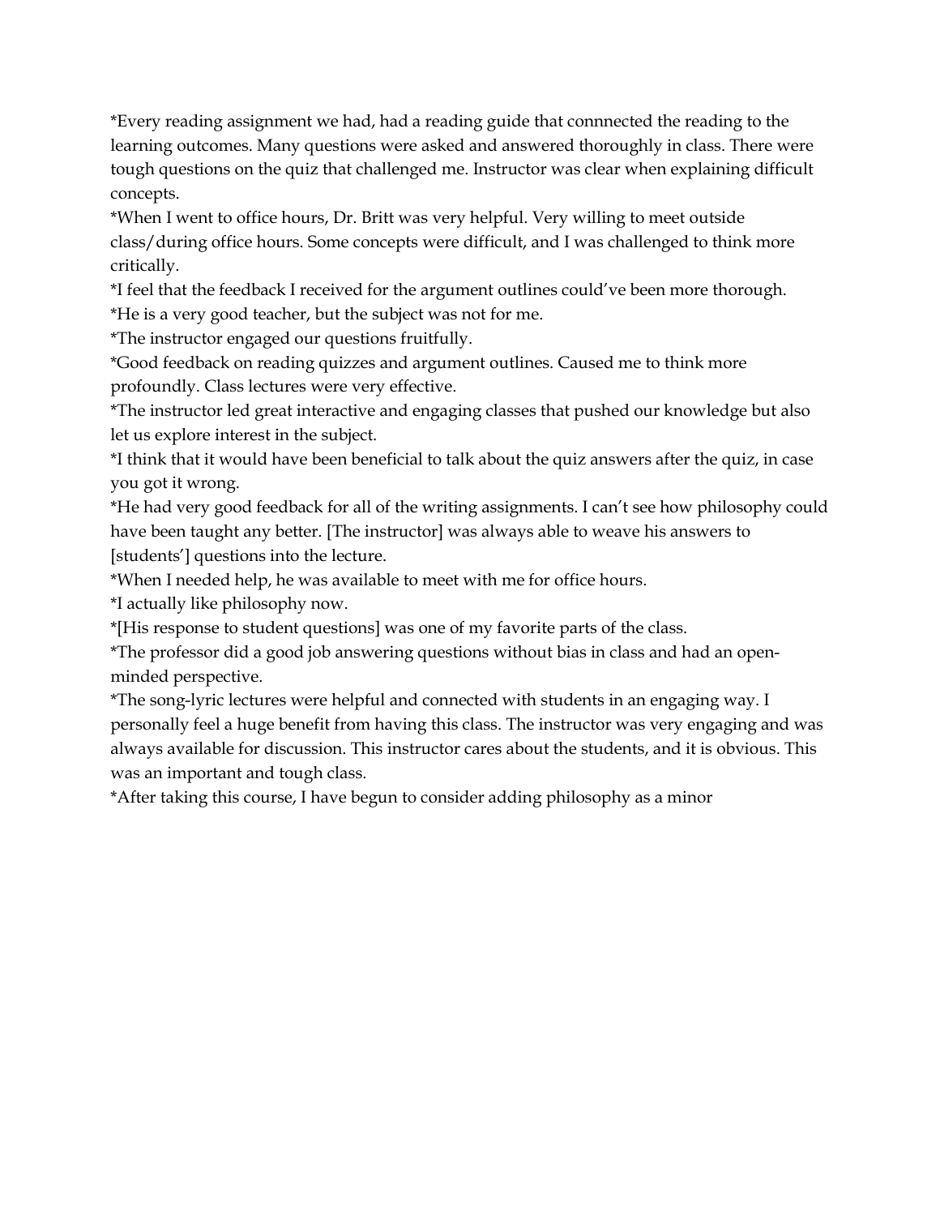*Every reading assignment we had, had a reading guide that connnected the reading to the learning outcomes. Many questions were asked and answered thoroughly in class. There were tough questions on the quiz that challenged me. Instructor was clear when explaining difficult concepts.

*When I went to office hours, Dr. Britt was very helpful. Very willing to meet outside class/during office hours. Some concepts were difficult, and I was challenged to think more critically.

*I feel that the feedback I received for the argument outlines could've been more thorough.

*He is a very good teacher, but the subject was not for me.

*The instructor engaged our questions fruitfully.

*Good feedback on reading quizzes and argument outlines. Caused me to think more profoundly. Class lectures were very effective.

*The instructor led great interactive and engaging classes that pushed our knowledge but also let us explore interest in the subject.

*I think that it would have been beneficial to talk about the quiz answers after the quiz, in case you got it wrong.

*He had very good feedback for all of the writing assignments. I can't see how philosophy could have been taught any better. [The instructor] was always able to weave his answers to [students'] questions into the lecture.

*When I needed help, he was available to meet with me for office hours.

*I actually like philosophy now.

*[His response to student questions] was one of my favorite parts of the class.

*The professor did a good job answering questions without bias in class and had an open-minded perspective.

*The song-lyric lectures were helpful and connected with students in an engaging way. I personally feel a huge benefit from having this class. The instructor was very engaging and was always available for discussion. This instructor cares about the students, and it is obvious. This was an important and tough class.

*After taking this course, I have begun to consider adding philosophy as a minor